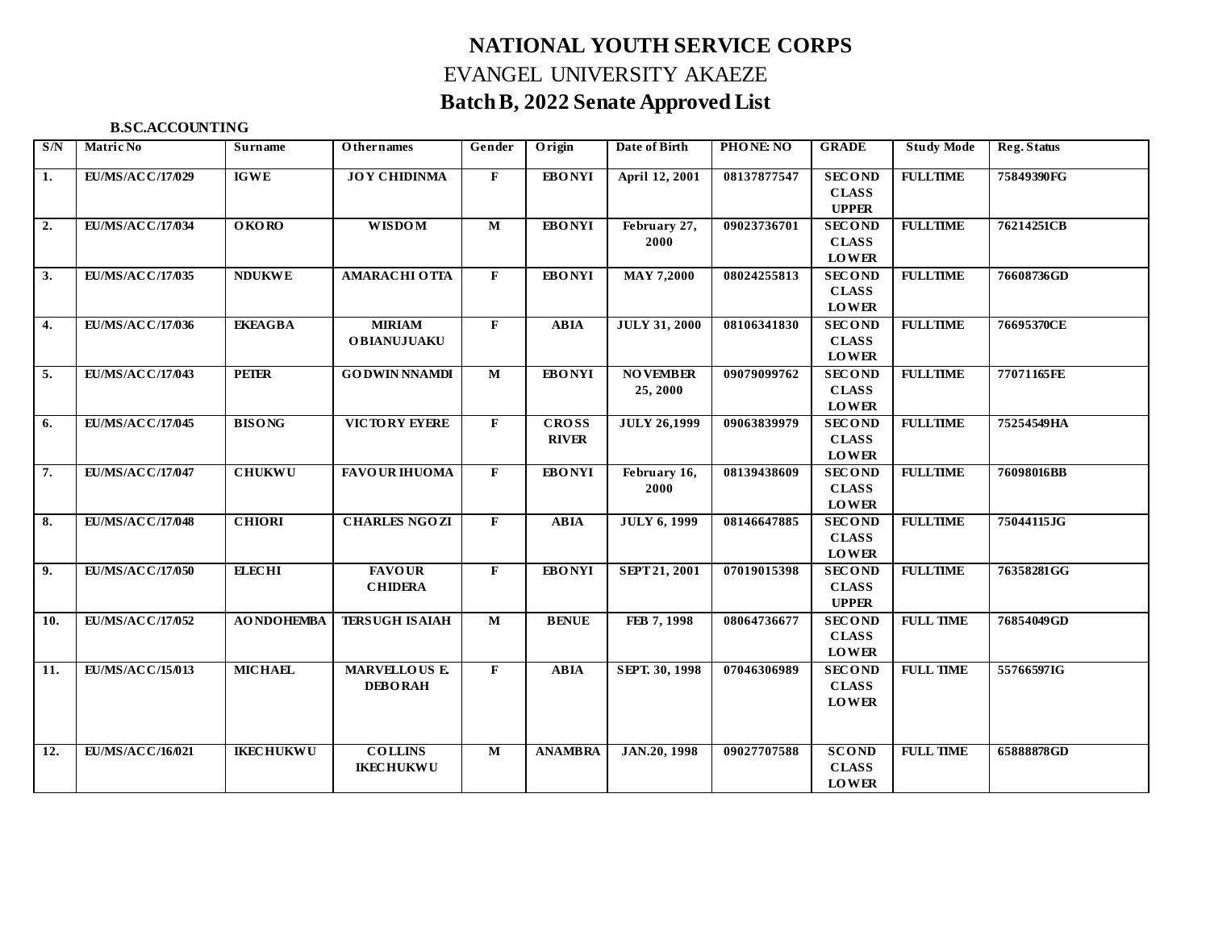# NATIONAL YOUTH SERVICE CORPS

## EVANGEL UNIVERSITY AKAEZE

## Batch B, 2022 Senate Approved List

**B.SC.ACCOUNTING**

| S/N | Matric No | Surname | Othernames | Gender | Origin | Date of Birth | PHONE: NO | GRADE | Study Mode | Reg. Status |
|---|---|---|---|---|---|---|---|---|---|---|
| 1. | EU/MS/ACC/17/029 | IGWE | JOY CHIDINMA | F | EBONYI | April 12, 2001 | 08137877547 | SECOND CLASS UPPER | FULLTIME | 75849390FG |
| 2. | EU/MS/ACC/17/034 | OKORO | WISDOM | M | EBONYI | February 27, 2000 | 09023736701 | SECOND CLASS LOWER | FULLTIME | 76214251CB |
| 3. | EU/MS/ACC/17/035 | NDUKWE | AMARACHI OTTA | F | EBONYI | MAY 7,2000 | 08024255813 | SECOND CLASS LOWER | FULLTIME | 76608736GD |
| 4. | EU/MS/ACC/17/036 | EKEAGBA | MIRIAM OBIANUJUAKU | F | ABIA | JULY 31, 2000 | 08106341830 | SECOND CLASS LOWER | FULLTIME | 76695370CE |
| 5. | EU/MS/ACC/17/043 | PETER | GODWIN NNAMDI | M | EBONYI | NOVEMBER 25, 2000 | 09079099762 | SECOND CLASS LOWER | FULLTIME | 77071165FE |
| 6. | EU/MS/ACC/17/045 | BISONG | VICTORY EYERE | F | CROSS RIVER | JULY 26,1999 | 09063839979 | SECOND CLASS LOWER | FULLTIME | 75254549HA |
| 7. | EU/MS/ACC/17/047 | CHUKWU | FAVOUR IHUOMA | F | EBONYI | February 16, 2000 | 08139438609 | SECOND CLASS LOWER | FULLTIME | 76098016BB |
| 8. | EU/MS/ACC/17/048 | CHIORI | CHARLES NGOZI | F | ABIA | JULY 6, 1999 | 08146647885 | SECOND CLASS LOWER | FULLTIME | 75044115JG |
| 9. | EU/MS/ACC/17/050 | ELECHI | FAVOUR CHIDERA | F | EBONYI | SEPT 21, 2001 | 07019015398 | SECOND CLASS UPPER | FULLTIME | 76358281GG |
| 10. | EU/MS/ACC/17/052 | AONDOHEMBA | TERSUGH ISAIAH | M | BENUE | FEB 7, 1998 | 08064736677 | SECOND CLASS LOWER | FULL TIME | 76854049GD |
| 11. | EU/MS/ACC/15/013 | MICHAEL | MARVELLOUS E. DEBORAH | F | ABIA | SEPT. 30, 1998 | 07046306989 | SECOND CLASS LOWER | FULL TIME | 55766597IG |
| 12. | EU/MS/ACC/16/021 | IKECHUKWU | COLLINS IKECHUKWU | M | ANAMBRA | JAN.20, 1998 | 09027707588 | SCOND CLASS LOWER | FULL TIME | 65888878GD |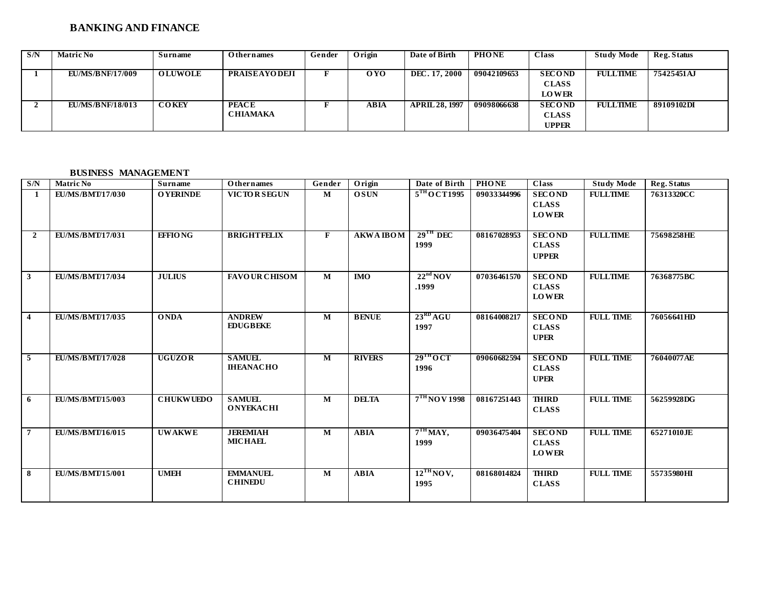## BANKING AND FINANCE

| S/N | Matric No | Surname | Othernames | Gender | Origin | Date of Birth | PHONE | Class | Study Mode | Reg. Status |
|---|---|---|---|---|---|---|---|---|---|---|
| 1 | EU/MS/BNF/17/009 | OLUWOLE | PRAISEAYODEJI | F | OYO | DEC. 17, 2000 | 09042109653 | SECOND CLASS LOWER | FULLTIME | 75425451AJ |
| 2 | EU/MS/BNF/18/013 | COKEY | PEACE CHIAMAKA | F | ABIA | APRIL 28, 1997 | 09098066638 | SECOND CLASS UPPER | FULLTIME | 89109102DI |

## BUSINESS MANAGEMENT

| S/N | Matric No | Surname | Othernames | Gender | Origin | Date of Birth | PHONE | Class | Study Mode | Reg. Status |
|---|---|---|---|---|---|---|---|---|---|---|
| 1 | EU/MS/BMT/17/030 | OYERINDE | VICTOR SEGUN | M | OSUN | 5TH OCT1995 | 09033344996 | SECOND CLASS LOWER | FULLTIME | 76313320CC |
| 2 | EU/MS/BMT/17/031 | EFFIONG | BRIGHTFELIX | F | AKWA IBOM | 29TH DEC 1999 | 08167028953 | SECOND CLASS UPPER | FULLTIME | 75698258HE |
| 3 | EU/MS/BMT/17/034 | JULIUS | FAVOUR CHISOM | M | IMO | 22nd NOV .1999 | 07036461570 | SECOND CLASS LOWER | FULLTIME | 76368775BC |
| 4 | EU/MS/BMT/17/035 | ONDA | ANDREW EDUGBEKE | M | BENUE | 23RD AGU 1997 | 08164008217 | SECOND CLASS UPER | FULL TIME | 76056641HD |
| 5 | EU/MS/BMT/17/028 | UGUZOR | SAMUEL IHEANACHO | M | RIVERS | 29TH OCT 1996 | 09060682594 | SECOND CLASS UPER | FULL TIME | 76040077AE |
| 6 | EU/MS/BMT/15/003 | CHUKWUEDO | SAMUEL ONYEKACHI | M | DELTA | 7TH NOV 1998 | 08167251443 | THIRD CLASS | FULL TIME | 56259928DG |
| 7 | EU/MS/BMT/16/015 | UWAKWE | JEREMIAH MICHAEL | M | ABIA | 7TH MAY, 1999 | 09036475404 | SECOND CLASS LOWER | FULL TIME | 65271010JE |
| 8 | EU/MS/BMT/15/001 | UMEH | EMMANUEL CHINEDU | M | ABIA | 12TH NOV, 1995 | 08168014824 | THIRD CLASS | FULL TIME | 55735980HI |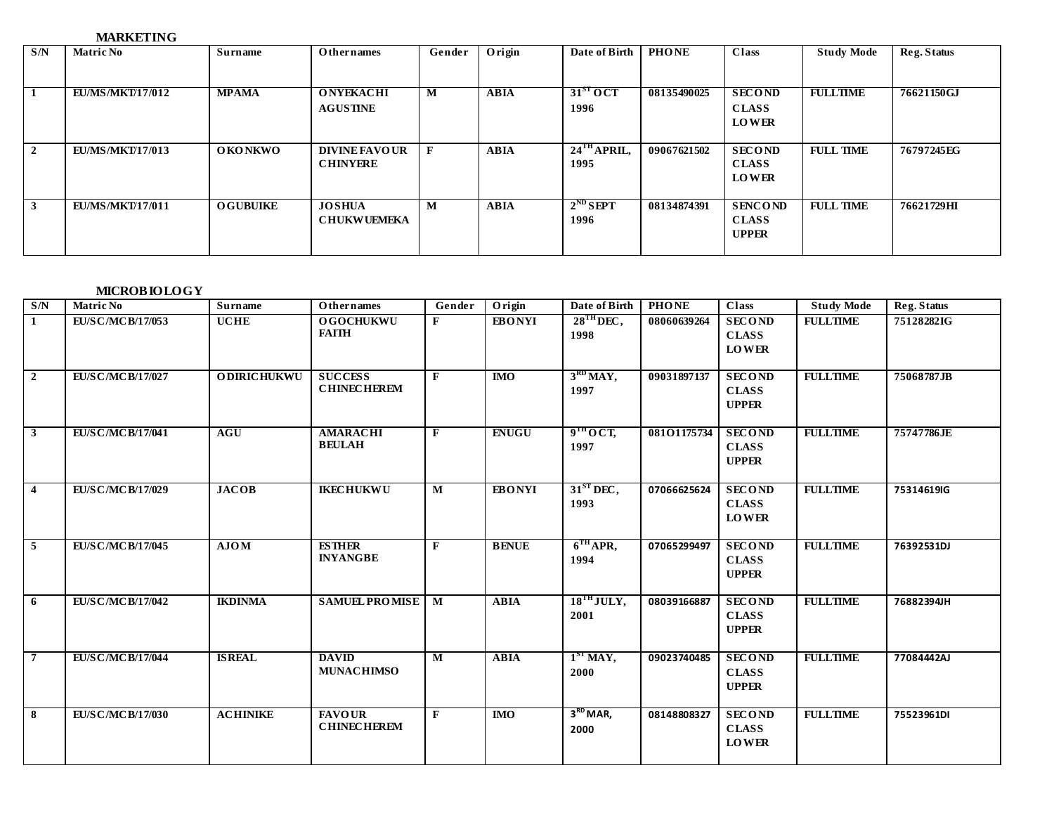**MARKETING**

| S/N | Matric No | Surname | Othernames | Gender | Origin | Date of Birth | PHONE | Class | Study Mode | Reg. Status |
|---|---|---|---|---|---|---|---|---|---|---|
| 1 | EU/MS/MKT/17/012 | MPAMA | ONYEKACHI AGUSTINE | M | ABIA | 31ST OCT 1996 | 08135490025 | SECOND CLASS LOWER | FULLTIME | 76621150GJ |
| 2 | EU/MS/MKT/17/013 | OKONKWO | DIVINE FAVOUR CHINYERE | F | ABIA | 24TH APRIL, 1995 | 09067621502 | SECOND CLASS LOWER | FULL TIME | 76797245EG |
| 3 | EU/MS/MKT/17/011 | OGUBUIKE | JOSHUA CHUKWUEMEKA | M | ABIA | 2ND SEPT 1996 | 08134874391 | SENCOND CLASS UPPER | FULL TIME | 76621729HI |

**MICROBIOLOGY**

| S/N | Matric No | Surname | Othernames | Gender | Origin | Date of Birth | PHONE | Class | Study Mode | Reg. Status |
|---|---|---|---|---|---|---|---|---|---|---|
| 1 | EU/SC/MCB/17/053 | UCHE | OGOCHUKWU FAITH | F | EBONYI | 28TH DEC, 1998 | 08060639264 | SECOND CLASS LOWER | FULLTIME | 75128282IG |
| 2 | EU/SC/MCB/17/027 | ODIRICHUKWU | SUCCESS CHINECHEREM | F | IMO | 3RD MAY, 1997 | 09031897137 | SECOND CLASS UPPER | FULLTIME | 75068787JB |
| 3 | EU/SC/MCB/17/041 | AGU | AMARACHI BEULAH | F | ENUGU | 9TH OCT, 1997 | 081O1175734 | SECOND CLASS UPPER | FULLTIME | 75747786JE |
| 4 | EU/SC/MCB/17/029 | JACOB | IKECHUKWU | M | EBONYI | 31ST DEC, 1993 | 07066625624 | SECOND CLASS LOWER | FULLTIME | 75314619IG |
| 5 | EU/SC/MCB/17/045 | AJOM | ESTHER INYANGBE | F | BENUE | 6TH APR, 1994 | 07065299497 | SECOND CLASS UPPER | FULLTIME | 76392531DJ |
| 6 | EU/SC/MCB/17/042 | IKDINMA | SAMUEL PROMISE | M | ABIA | 18TH JULY, 2001 | 08039166887 | SECOND CLASS UPPER | FULLTIME | 76882394JH |
| 7 | EU/SC/MCB/17/044 | ISREAL | DAVID MUNACHIMSO | M | ABIA | 1ST MAY, 2000 | 09023740485 | SECOND CLASS UPPER | FULLTIME | 77084442AJ |
| 8 | EU/SC/MCB/17/030 | ACHINIKE | FAVOUR CHINECHEREM | F | IMO | 3RD MAR, 2000 | 08148808327 | SECOND CLASS LOWER | FULLTIME | 75523961DI |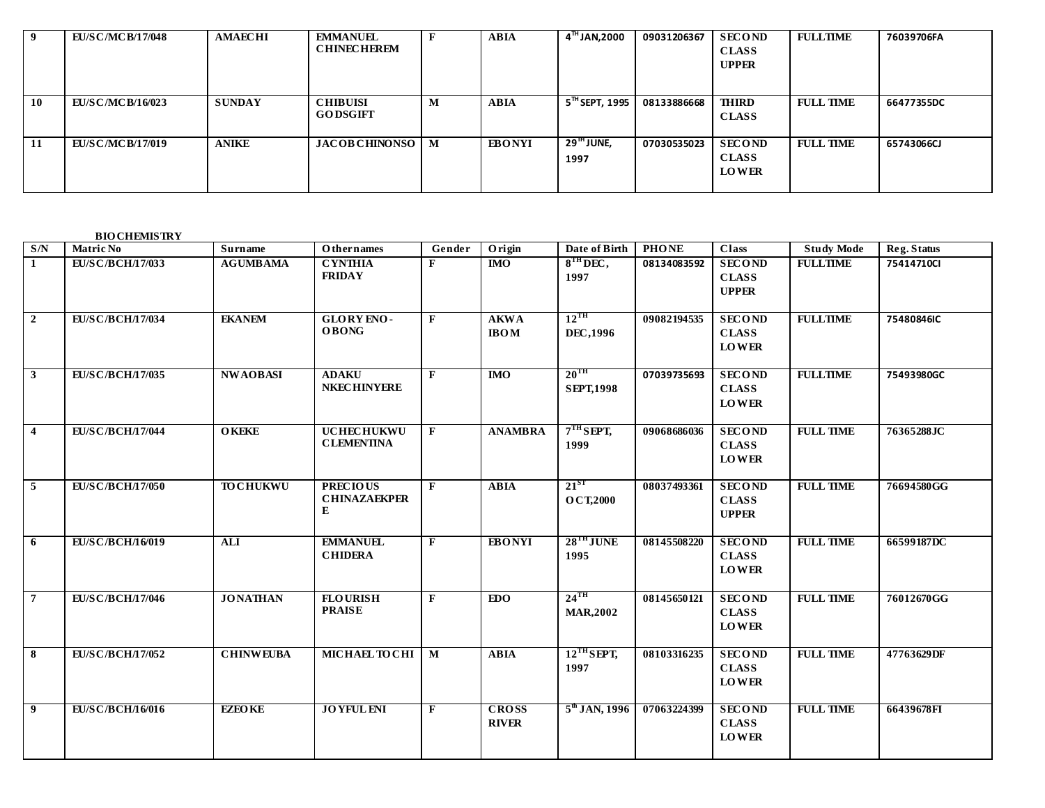| 9 | EU/SC/MCB/17/048 | AMAECHI | EMMANUEL CHINECHEREM | F | ABIA | 4TH JAN,2000 | 09031206367 | SECOND CLASS UPPER | FULLTIME | 76039706FA |
|---|---|---|---|---|---|---|---|---|---|---|
| 10 | EU/SC/MCB/16/023 | SUNDAY | CHIBUISI GODSGIFT | M | ABIA | 5TH SEPT, 1995 | 08133886668 | THIRD CLASS | FULL TIME | 66477355DC |
| 11 | EU/SC/MCB/17/019 | ANIKE | JACOB CHINONSO | M | EBONYI | 29TH JUNE, 1997 | 07030535023 | SECOND CLASS LOWER | FULL TIME | 65743066CJ |

**BIOCHEMISTRY**

| S/N | Matric No | Surname | Othernames | Gender | Origin | Date of Birth | PHONE | Class | Study Mode | Reg. Status |
|---|---|---|---|---|---|---|---|---|---|---|
| 1 | EU/SC/BCH/17/033 | AGUMBAMA | CYNTHIA FRIDAY | F | IMO | 8TH DEC, 1997 | 08134083592 | SECOND CLASS UPPER | FULLTIME | 75414710CI |
| 2 | EU/SC/BCH/17/034 | EKANEM | GLORY ENO-OBONG | F | AKWA IBOM | 12TH DEC,1996 | 09082194535 | SECOND CLASS LOWER | FULLTIME | 75480846IC |
| 3 | EU/SC/BCH/17/035 | NWAOBASI | ADAKU NKECHINYERE | F | IMO | 20TH SEPT,1998 | 07039735693 | SECOND CLASS LOWER | FULLTIME | 75493980GC |
| 4 | EU/SC/BCH/17/044 | OKEKE | UCHECHUKWU CLEMENTINA | F | ANAMBRA | 7TH SEPT, 1999 | 09068686036 | SECOND CLASS LOWER | FULL TIME | 76365288JC |
| 5 | EU/SC/BCH/17/050 | TOCHUKWU | PRECIOUS CHINAZAEKPERE | F | ABIA | 21ST OCT,2000 | 08037493361 | SECOND CLASS UPPER | FULL TIME | 76694580GG |
| 6 | EU/SC/BCH/16/019 | ALI | EMMANUEL CHIDERA | F | EBONYI | 28TH JUNE 1995 | 08145508220 | SECOND CLASS LOWER | FULL TIME | 66599187DC |
| 7 | EU/SC/BCH/17/046 | JONATHAN | FLOURISH PRAISE | F | EDO | 24TH MAR,2002 | 08145650121 | SECOND CLASS LOWER | FULL TIME | 76012670GG |
| 8 | EU/SC/BCH/17/052 | CHINWEUBA | MICHAEL TOCHI | M | ABIA | 12TH SEPT, 1997 | 08103316235 | SECOND CLASS LOWER | FULL TIME | 47763629DF |
| 9 | EU/SC/BCH/16/016 | EZEOKE | JOYFUL ENI | F | CROSS RIVER | 5th JAN, 1996 | 07063224399 | SECOND CLASS LOWER | FULL TIME | 66439678FI |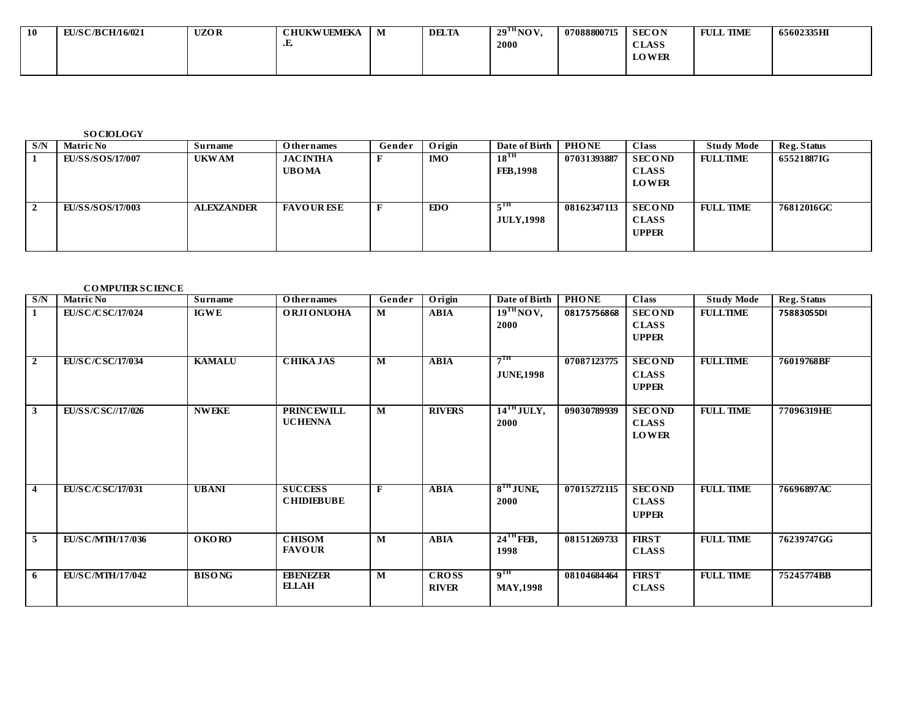| 10 | EU/SC/BCH/16/021 | UZOR | CHUKWUEMEKA .E. | M | DELTA | 29TH NOV, 2000 | 07088800715 | SECON CLASS LOWER | FULL TIME | 65602335HI |
|---|---|---|---|---|---|---|---|---|---|---|

**SOCIOLOGY**

| S/N | Matric No | Surname | Othernames | Gender | Origin | Date of Birth | PHONE | Class | Study Mode | Reg. Status |
|---|---|---|---|---|---|---|---|---|---|---|
| 1 | EU/SS/SOS/17/007 | UKWAM | JACINTHA UBOMA | F | IMO | 18TH FEB,1998 | 07031393887 | SECOND CLASS LOWER | FULLTIME | 65521887IG |
| 2 | EU/SS/SOS/17/003 | ALEXZANDER | FAVOUR ESE | F | EDO | 5TH JULY,1998 | 08162347113 | SECOND CLASS UPPER | FULL TIME | 76812016GC |

**COMPUTER SCIENCE**

| S/N | Matric No | Surname | Othernames | Gender | Origin | Date of Birth | PHONE | Class | Study Mode | Reg. Status |
|---|---|---|---|---|---|---|---|---|---|---|
| 1 | EU/SC/CSC/17/024 | IGWE | ORJI ONUOHA | M | ABIA | 19TH NOV, 2000 | 08175756868 | SECOND CLASS UPPER | FULLTIME | 75883055DI |
| 2 | EU/SC/CSC/17/034 | KAMALU | CHIKA JAS | M | ABIA | 7TH JUNE,1998 | 07087123775 | SECOND CLASS UPPER | FULLTIME | 76019768BF |
| 3 | EU/SS/CSC//17/026 | NWEKE | PRINCEWILL UCHENNA | M | RIVERS | 14TH JULY, 2000 | 09030789939 | SECOND CLASS LOWER | FULL TIME | 77096319HE |
| 4 | EU/SC/CSC/17/031 | UBANI | SUCCESS CHIDIEBUBE | F | ABIA | 8TH JUNE, 2000 | 07015272115 | SECOND CLASS UPPER | FULL TIME | 76696897AC |
| 5 | EU/SC/MTH/17/036 | OKORO | CHISOM FAVOUR | M | ABIA | 24TH FEB, 1998 | 08151269733 | FIRST CLASS | FULL TIME | 76239747GG |
| 6 | EU/SC/MTH/17/042 | BISONG | EBENEZER ELLAH | M | CROSS RIVER | 9TH MAY,1998 | 08104684464 | FIRST CLASS | FULL TIME | 75245774BB |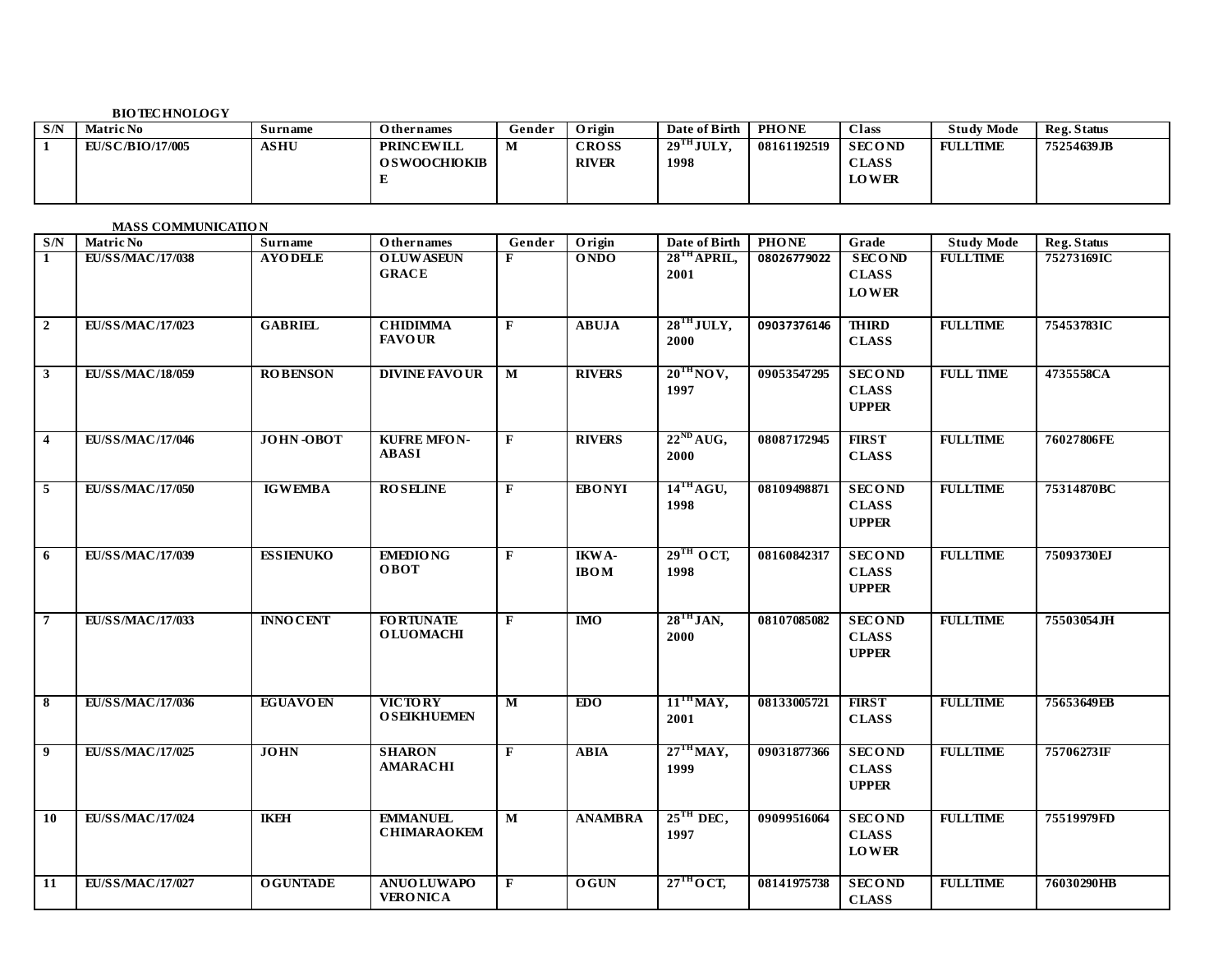**BIOTECHNOLOGY**

| S/N | Matric No | Surname | Othernames | Gender | Origin | Date of Birth | PHONE | Class | Study Mode | Reg. Status |
|---|---|---|---|---|---|---|---|---|---|---|
| 1 | EU/SC/BIO/17/005 | ASHU | PRINCEWILL OSWOOCHIOKIBE | M | CROSS RIVER | 29TH JULY, 1998 | 08161192519 | SECOND CLASS LOWER | FULLTIME | 75254639JB |

**MASS COMMUNICATION**

| S/N | Matric No | Surname | Othernames | Gender | Origin | Date of Birth | PHONE | Grade | Study Mode | Reg. Status |
|---|---|---|---|---|---|---|---|---|---|---|
| 1 | EU/SS/MAC/17/038 | AYODELE | OLUWASEUN GRACE | F | ONDO | 28TH APRIL, 2001 | 08026779022 | SECOND CLASS LOWER | FULLTIME | 75273169IC |
| 2 | EU/SS/MAC/17/023 | GABRIEL | CHIDIMMA FAVOUR | F | ABUJA | 28TH JULY, 2000 | 09037376146 | THIRD CLASS | FULLTIME | 75453783IC |
| 3 | EU/SS/MAC/18/059 | ROBENSON | DIVINE FAVOUR | M | RIVERS | 20TH NOV, 1997 | 09053547295 | SECOND CLASS UPPER | FULL TIME | 4735558CA |
| 4 | EU/SS/MAC/17/046 | JOHN-OBOT | KUFRE MFON-ABASI | F | RIVERS | 22ND AUG, 2000 | 08087172945 | FIRST CLASS | FULLTIME | 76027806FE |
| 5 | EU/SS/MAC/17/050 | IGWEMBA | ROSELINE | F | EBONYI | 14TH AGU, 1998 | 08109498871 | SECOND CLASS UPPER | FULLTIME | 75314870BC |
| 6 | EU/SS/MAC/17/039 | ESSIENUKO | EMEDIONG OBOT | F | IKWA-IBOM | 29TH OCT, 1998 | 08160842317 | SECOND CLASS UPPER | FULLTIME | 75093730EJ |
| 7 | EU/SS/MAC/17/033 | INNOCENT | FORTUNATE OLUOMACHI | F | IMO | 28TH JAN, 2000 | 08107085082 | SECOND CLASS UPPER | FULLTIME | 75503054JH |
| 8 | EU/SS/MAC/17/036 | EGUAVOEN | VICTORY OSEIKHUEMEN | M | EDO | 11TH MAY, 2001 | 08133005721 | FIRST CLASS | FULLTIME | 75653649EB |
| 9 | EU/SS/MAC/17/025 | JOHN | SHARON AMARACHI | F | ABIA | 27TH MAY, 1999 | 09031877366 | SECOND CLASS UPPER | FULLTIME | 75706273IF |
| 10 | EU/SS/MAC/17/024 | IKEH | EMMANUEL CHIMARAOKEM | M | ANAMBRA | 25TH DEC, 1997 | 09099516064 | SECOND CLASS LOWER | FULLTIME | 75519979FD |
| 11 | EU/SS/MAC/17/027 | OGUNTADE | ANUOLUWAPO VERONICA | F | OGUN | 27TH OCT, | 08141975738 | SECOND CLASS | FULLTIME | 76030290HB |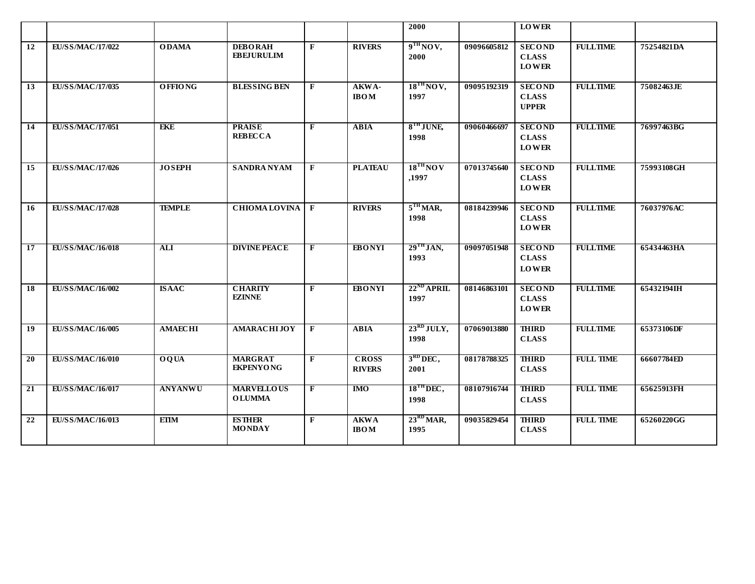| | | | | | | 2000 | | LOWER | | |
|---|---|---|---|---|---|---|---|---|---|---|
| 12 | EU/SS/MAC/17/022 | ODAMA | DEBORAH EBEJURULIM | F | RIVERS | 9TH NOV, 2000 | 09096605812 | SECOND CLASS LOWER | FULLTIME | 75254821DA |
| 13 | EU/SS/MAC/17/035 | OFFIONG | BLESSING BEN | F | AKWA-IBOM | 18TH NOV, 1997 | 09095192319 | SECOND CLASS UPPER | FULLTIME | 75082463JE |
| 14 | EU/SS/MAC/17/051 | EKE | PRAISE REBECCA | F | ABIA | 8TH JUNE, 1998 | 09060466697 | SECOND CLASS LOWER | FULLTIME | 76997463BG |
| 15 | EU/SS/MAC/17/026 | JOSEPH | SANDRA NYAM | F | PLATEAU | 18TH NOV ,1997 | 07013745640 | SECOND CLASS LOWER | FULLTIME | 75993108GH |
| 16 | EU/SS/MAC/17/028 | TEMPLE | CHIOMA LOVINA | F | RIVERS | 5TH MAR, 1998 | 08184239946 | SECOND CLASS LOWER | FULLTIME | 76037976AC |
| 17 | EU/SS/MAC/16/018 | ALI | DIVINE PEACE | F | EBONYI | 29TH JAN, 1993 | 09097051948 | SECOND CLASS LOWER | FULLTIME | 65434463HA |
| 18 | EU/SS/MAC/16/002 | ISAAC | CHARITY EZINNE | F | EBONYI | 22ND APRIL 1997 | 08146863101 | SECOND CLASS LOWER | FULLTIME | 65432194IH |
| 19 | EU/SS/MAC/16/005 | AMAECHI | AMARACHI JOY | F | ABIA | 23RD JULY, 1998 | 07069013880 | THIRD CLASS | FULLTIME | 65373106DF |
| 20 | EU/SS/MAC/16/010 | OQUA | MARGRAT EKPENYONG | F | CROSS RIVERS | 3RD DEC, 2001 | 08178788325 | THIRD CLASS | FULL TIME | 66607784ED |
| 21 | EU/SS/MAC/16/017 | ANYANWU | MARVELLOUS OLUMMA | F | IMO | 18TH DEC, 1998 | 08107916744 | THIRD CLASS | FULL TIME | 65625913FH |
| 22 | EU/SS/MAC/16/013 | ETIM | ESTHER MONDAY | F | AKWA IBOM | 23RD MAR, 1995 | 09035829454 | THIRD CLASS | FULL TIME | 65260220GG |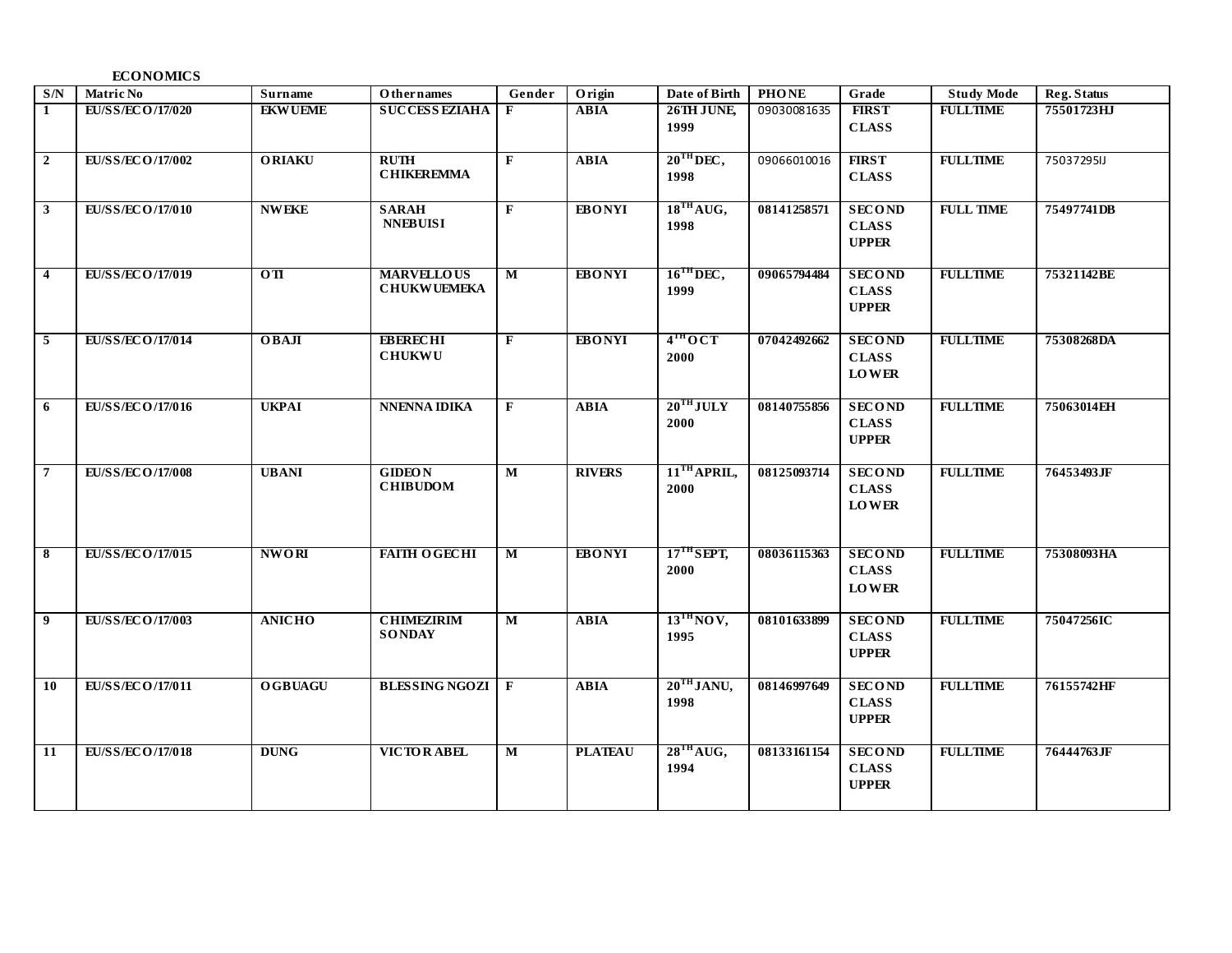**ECONOMICS**

| S/N | Matric No | Surname | Othernames | Gender | Origin | Date of Birth | PHONE | Grade | Study Mode | Reg. Status |
|---|---|---|---|---|---|---|---|---|---|---|
| 1 | EU/SS/ECO/17/020 | EKWUEME | SUCCESS EZIAHA | F | ABIA | 26TH JUNE, 1999 | 09030081635 | FIRST CLASS | FULLTIME | 75501723HJ |
| 2 | EU/SS/ECO/17/002 | ORIAKU | RUTH CHIKEREMMA | F | ABIA | 20TH DEC, 1998 | 09066010016 | FIRST CLASS | FULLTIME | 75037295IJ |
| 3 | EU/SS/ECO/17/010 | NWEKE | SARAH NNEBUISI | F | EBONYI | 18TH AUG, 1998 | 08141258571 | SECOND CLASS UPPER | FULL TIME | 75497741DB |
| 4 | EU/SS/ECO/17/019 | OTI | MARVELLOUS CHUKWUEMEKA | M | EBONYI | 16TH DEC, 1999 | 09065794484 | SECOND CLASS UPPER | FULLTIME | 75321142BE |
| 5 | EU/SS/ECO/17/014 | OBAJI | EBERECHI CHUKWU | F | EBONYI | 4TH OCT 2000 | 07042492662 | SECOND CLASS LOWER | FULLTIME | 75308268DA |
| 6 | EU/SS/ECO/17/016 | UKPAI | NNENNA IDIKA | F | ABIA | 20TH JULY 2000 | 08140755856 | SECOND CLASS UPPER | FULLTIME | 75063014EH |
| 7 | EU/SS/ECO/17/008 | UBANI | GIDEON CHIBUDOM | M | RIVERS | 11TH APRIL, 2000 | 08125093714 | SECOND CLASS LOWER | FULLTIME | 76453493JF |
| 8 | EU/SS/ECO/17/015 | NWORI | FAITH OGECHI | M | EBONYI | 17TH SEPT, 2000 | 08036115363 | SECOND CLASS LOWER | FULLTIME | 75308093HA |
| 9 | EU/SS/ECO/17/003 | ANICHO | CHIMEZIRIM SONDAY | M | ABIA | 13TH NOV, 1995 | 08101633899 | SECOND CLASS UPPER | FULLTIME | 75047256IC |
| 10 | EU/SS/ECO/17/011 | OGBUAGU | BLESSING NGOZI | F | ABIA | 20TH JANU, 1998 | 08146997649 | SECOND CLASS UPPER | FULLTIME | 76155742HF |
| 11 | EU/SS/ECO/17/018 | DUNG | VICTOR ABEL | M | PLATEAU | 28TH AUG, 1994 | 08133161154 | SECOND CLASS UPPER | FULLTIME | 76444763JF |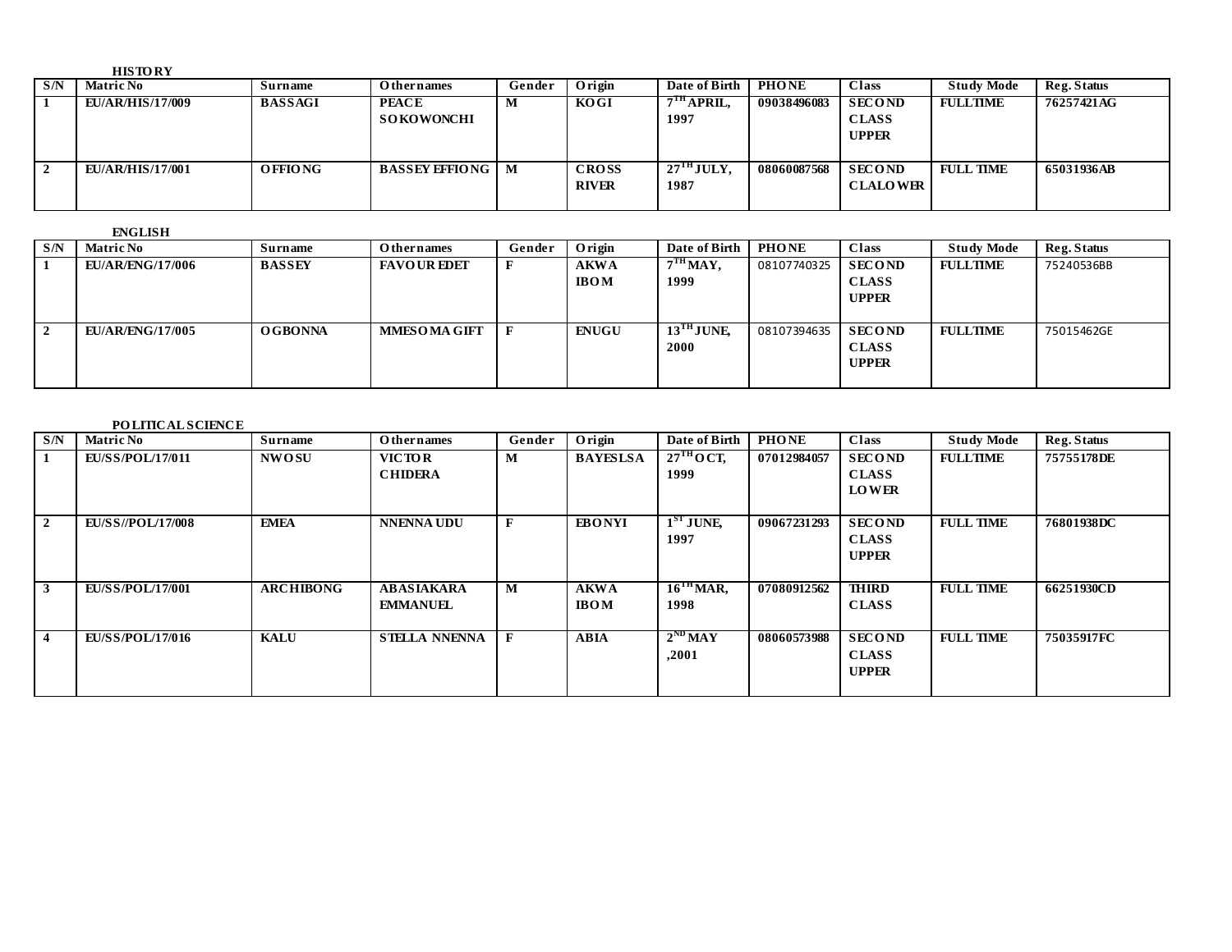**HISTORY**

| S/N | Matric No | Surname | Othernames | Gender | Origin | Date of Birth | PHONE | Class | Study Mode | Reg. Status |
|---|---|---|---|---|---|---|---|---|---|---|
| 1 | EU/AR/HIS/17/009 | BASSAGI | PEACE SOKOWONCHI | M | KOGI | $7^{TH}$ APRIL, 1997 | 09038496083 | SECOND CLASS UPPER | FULLTIME | 76257421AG |
| 2 | EU/AR/HIS/17/001 | OFFIONG | BASSEY EFFIONG | M | CROSS RIVER | $27^{TH}$ JULY, 1987 | 08060087568 | SECOND CLALOWER | FULL TIME | 65031936AB |

**ENGLISH**

| S/N | Matric No | Surname | Othernames | Gender | Origin | Date of Birth | PHONE | Class | Study Mode | Reg. Status |
|---|---|---|---|---|---|---|---|---|---|---|
| 1 | EU/AR/ENG/17/006 | BASSEY | FAVOUR EDET | F | AKWA IBOM | $7^{TH}$ MAY, 1999 | 08107740325 | SECOND CLASS UPPER | FULLTIME | 75240536BB |
| 2 | EU/AR/ENG/17/005 | OGBONNA | MMESOMA GIFT | F | ENUGU | $13^{TH}$ JUNE, 2000 | 08107394635 | SECOND CLASS UPPER | FULLTIME | 75015462GE |

**POLITICAL SCIENCE**

| S/N | Matric No | Surname | Othernames | Gender | Origin | Date of Birth | PHONE | Class | Study Mode | Reg. Status |
|---|---|---|---|---|---|---|---|---|---|---|
| 1 | EU/SS/POL/17/011 | NWOSU | VICTOR CHIDERA | M | BAYESLSA | $27^{TH}$ OCT, 1999 | 07012984057 | SECOND CLASS LOWER | FULLTIME | 75755178DE |
| 2 | EU/SS//POL/17/008 | EMEA | NNENNA UDU | F | EBONYI | $1^{ST}$ JUNE, 1997 | 09067231293 | SECOND CLASS UPPER | FULL TIME | 76801938DC |
| 3 | EU/SS/POL/17/001 | ARCHIBONG | ABASIAKARA EMMANUEL | M | AKWA IBOM | $16^{TH}$ MAR, 1998 | 07080912562 | THIRD CLASS | FULL TIME | 66251930CD |
| 4 | EU/SS/POL/17/016 | KALU | STELLA NNENNA | F | ABIA | $2^{ND}$ MAY ,2001 | 08060573988 | SECOND CLASS UPPER | FULL TIME | 75035917FC |